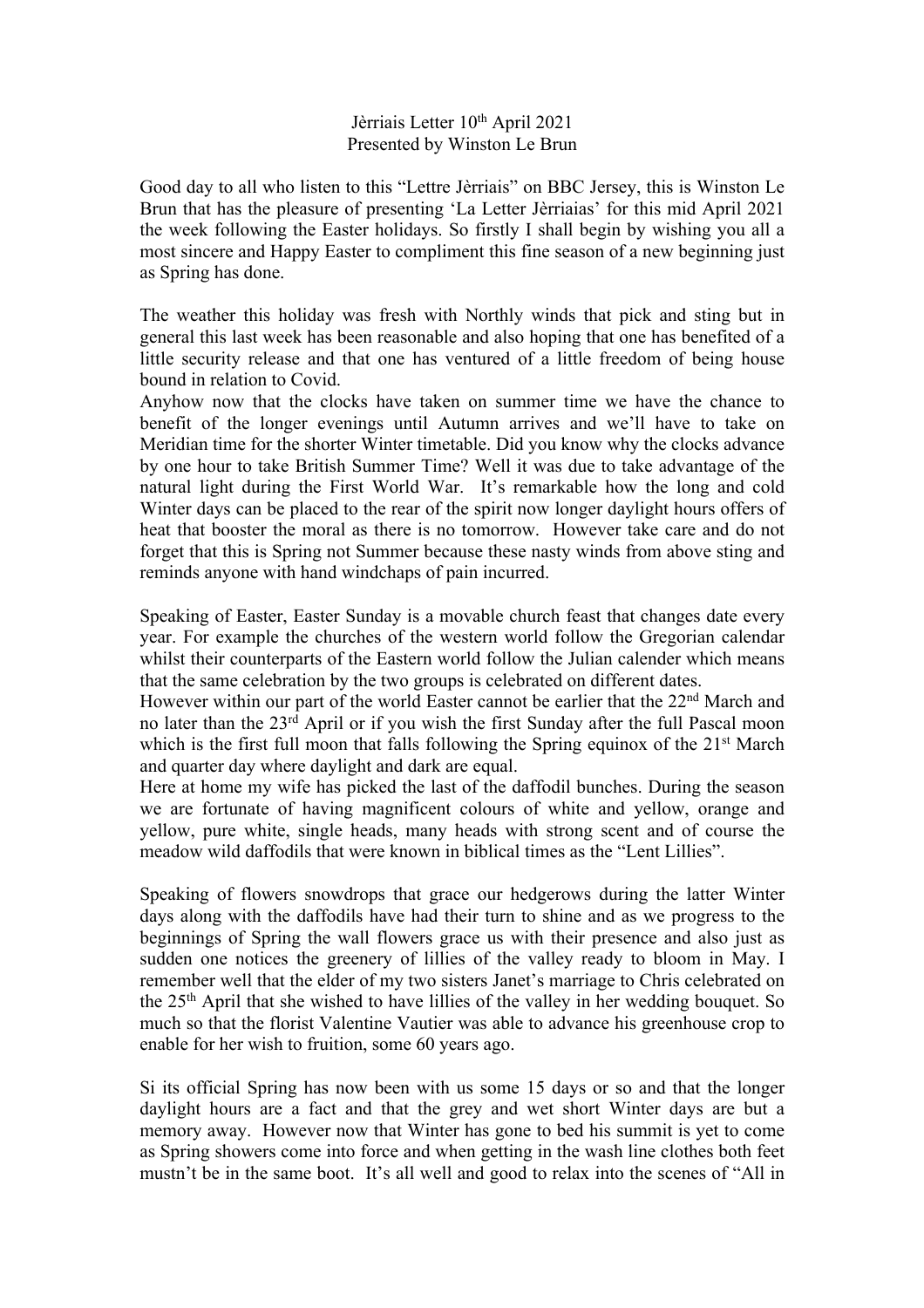Jèrriais Letter 10th April 2021
Presented by Winston Le Brun

Good day to all who listen to this "Lettre Jèrriais" on BBC Jersey, this is Winston Le Brun that has the pleasure of presenting 'La Letter Jèrriaias' for this mid April 2021 the week following the Easter holidays. So firstly I shall begin by wishing you all a most sincere and Happy Easter to compliment this fine season of a new beginning just as Spring has done.

The weather this holiday was fresh with Northly winds that pick and sting but in general this last week has been reasonable and also hoping that one has benefited of a little security release and that one has ventured of a little freedom of being house bound in relation to Covid.

Anyhow now that the clocks have taken on summer time we have the chance to benefit of the longer evenings until Autumn arrives and we'll have to take on Meridian time for the shorter Winter timetable. Did you know why the clocks advance by one hour to take British Summer Time? Well it was due to take advantage of the natural light during the First World War. It's remarkable how the long and cold Winter days can be placed to the rear of the spirit now longer daylight hours offers of heat that booster the moral as there is no tomorrow. However take care and do not forget that this is Spring not Summer because these nasty winds from above sting and reminds anyone with hand windchaps of pain incurred.

Speaking of Easter, Easter Sunday is a movable church feast that changes date every year. For example the churches of the western world follow the Gregorian calendar whilst their counterparts of the Eastern world follow the Julian calender which means that the same celebration by the two groups is celebrated on different dates.

However within our part of the world Easter cannot be earlier that the 22nd March and no later than the 23rd April or if you wish the first Sunday after the full Pascal moon which is the first full moon that falls following the Spring equinox of the 21st March and quarter day where daylight and dark are equal.

Here at home my wife has picked the last of the daffodil bunches. During the season we are fortunate of having magnificent colours of white and yellow, orange and yellow, pure white, single heads, many heads with strong scent and of course the meadow wild daffodils that were known in biblical times as the "Lent Lillies".

Speaking of flowers snowdrops that grace our hedgerows during the latter Winter days along with the daffodils have had their turn to shine and as we progress to the beginnings of Spring the wall flowers grace us with their presence and also just as sudden one notices the greenery of lillies of the valley ready to bloom in May. I remember well that the elder of my two sisters Janet's marriage to Chris celebrated on the 25th April that she wished to have lillies of the valley in her wedding bouquet. So much so that the florist Valentine Vautier was able to advance his greenhouse crop to enable for her wish to fruition, some 60 years ago.

Si its official Spring has now been with us some 15 days or so and that the longer daylight hours are a fact and that the grey and wet short Winter days are but a memory away. However now that Winter has gone to bed his summit is yet to come as Spring showers come into force and when getting in the wash line clothes both feet mustn't be in the same boot. It's all well and good to relax into the scenes of "All in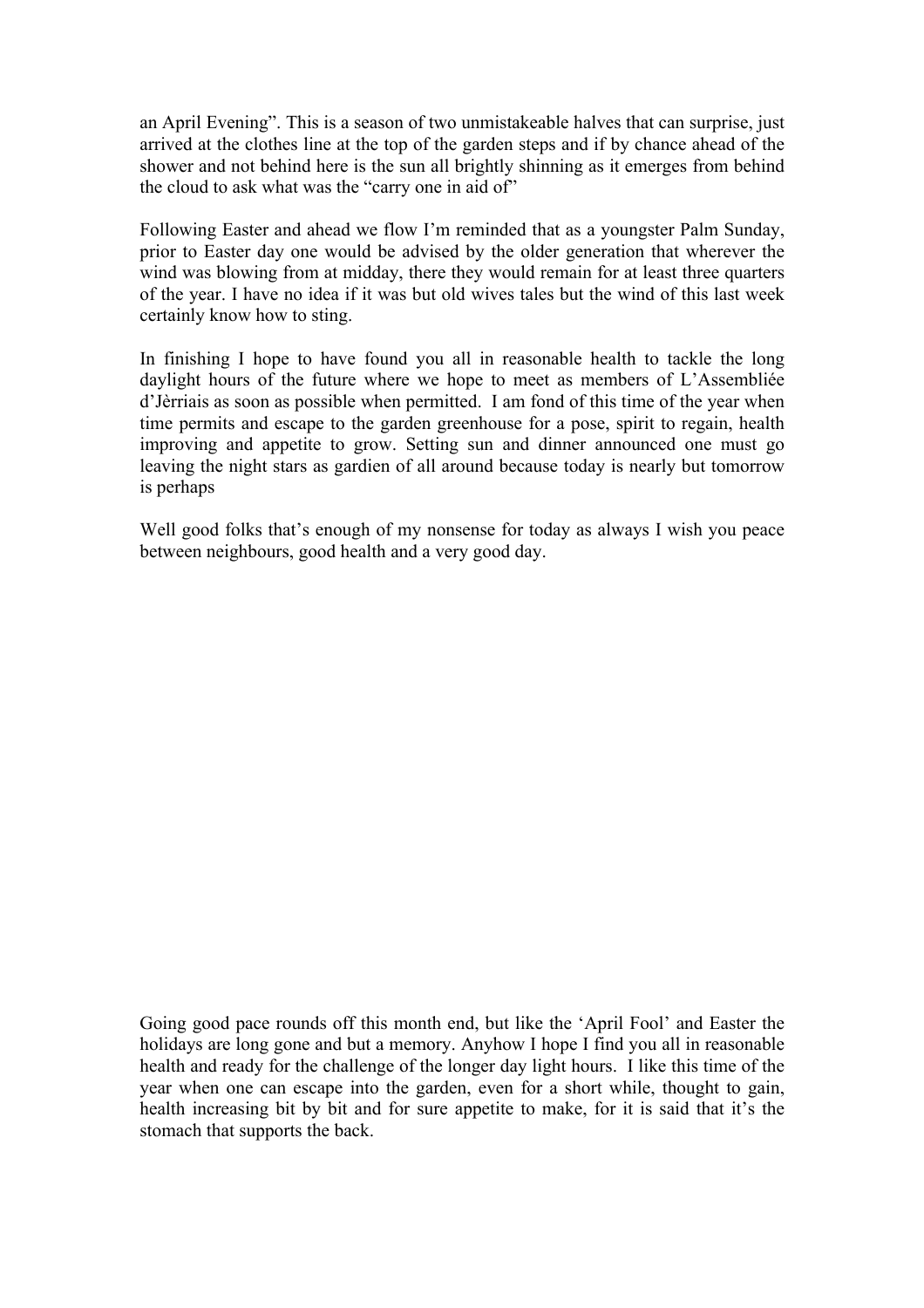an April Evening". This is a season of two unmistakeable halves that can surprise, just arrived at the clothes line at the top of the garden steps and if by chance ahead of the shower and not behind here is the sun all brightly shinning as it emerges from behind the cloud to ask what was the "carry one in aid of"

Following Easter and ahead we flow I'm reminded that as a youngster Palm Sunday, prior to Easter day one would be advised by the older generation that wherever the wind was blowing from at midday, there they would remain for at least three quarters of the year. I have no idea if it was but old wives tales but the wind of this last week certainly know how to sting.

In finishing I hope to have found you all in reasonable health to tackle the long daylight hours of the future where we hope to meet as members of L'Assembliée d'Jèrriais as soon as possible when permitted. I am fond of this time of the year when time permits and escape to the garden greenhouse for a pose, spirit to regain, health improving and appetite to grow. Setting sun and dinner announced one must go leaving the night stars as gardien of all around because today is nearly but tomorrow is perhaps

Well good folks that's enough of my nonsense for today as always I wish you peace between neighbours, good health and a very good day.

Going good pace rounds off this month end, but like the 'April Fool' and Easter the holidays are long gone and but a memory. Anyhow I hope I find you all in reasonable health and ready for the challenge of the longer day light hours. I like this time of the year when one can escape into the garden, even for a short while, thought to gain, health increasing bit by bit and for sure appetite to make, for it is said that it's the stomach that supports the back.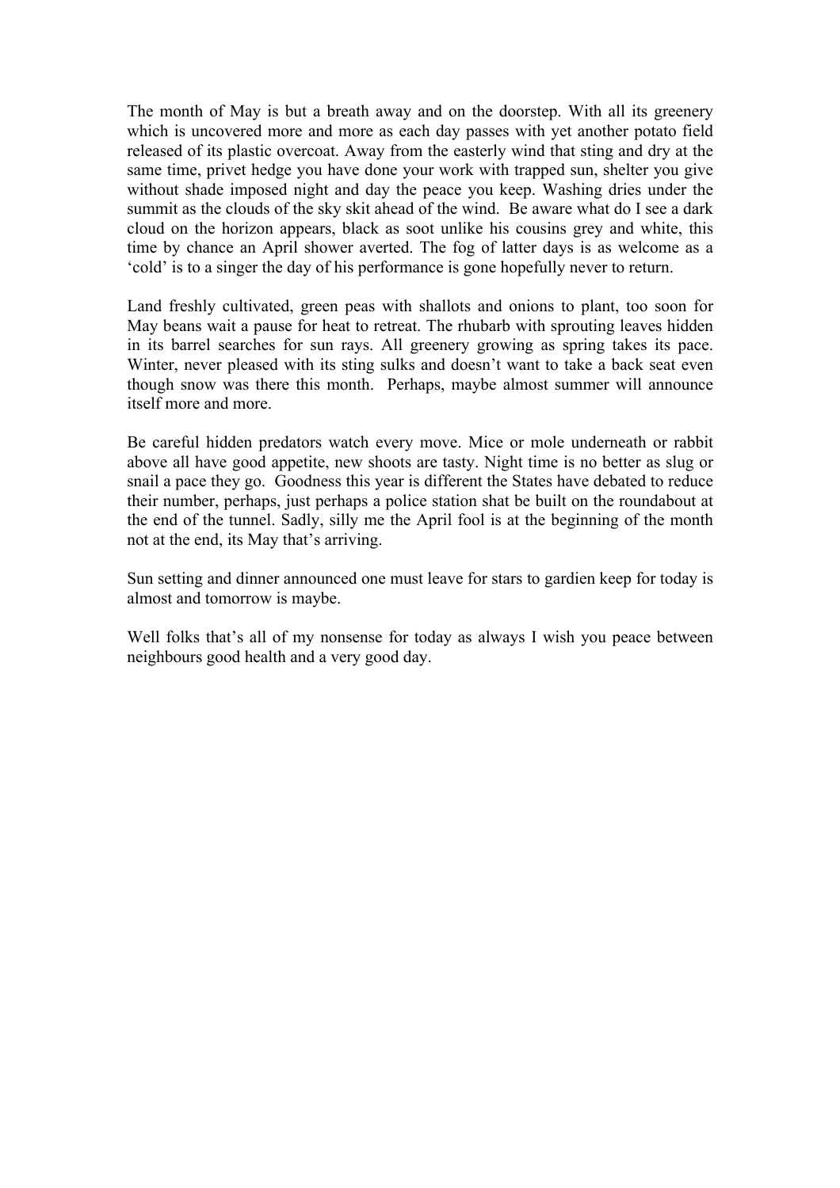The month of May is but a breath away and on the doorstep. With all its greenery which is uncovered more and more as each day passes with yet another potato field released of its plastic overcoat. Away from the easterly wind that sting and dry at the same time, privet hedge you have done your work with trapped sun, shelter you give without shade imposed night and day the peace you keep. Washing dries under the summit as the clouds of the sky skit ahead of the wind. Be aware what do I see a dark cloud on the horizon appears, black as soot unlike his cousins grey and white, this time by chance an April shower averted. The fog of latter days is as welcome as a 'cold' is to a singer the day of his performance is gone hopefully never to return.

Land freshly cultivated, green peas with shallots and onions to plant, too soon for May beans wait a pause for heat to retreat. The rhubarb with sprouting leaves hidden in its barrel searches for sun rays. All greenery growing as spring takes its pace. Winter, never pleased with its sting sulks and doesn't want to take a back seat even though snow was there this month. Perhaps, maybe almost summer will announce itself more and more.

Be careful hidden predators watch every move. Mice or mole underneath or rabbit above all have good appetite, new shoots are tasty. Night time is no better as slug or snail a pace they go. Goodness this year is different the States have debated to reduce their number, perhaps, just perhaps a police station shat be built on the roundabout at the end of the tunnel. Sadly, silly me the April fool is at the beginning of the month not at the end, its May that's arriving.

Sun setting and dinner announced one must leave for stars to gardien keep for today is almost and tomorrow is maybe.

Well folks that's all of my nonsense for today as always I wish you peace between neighbours good health and a very good day.